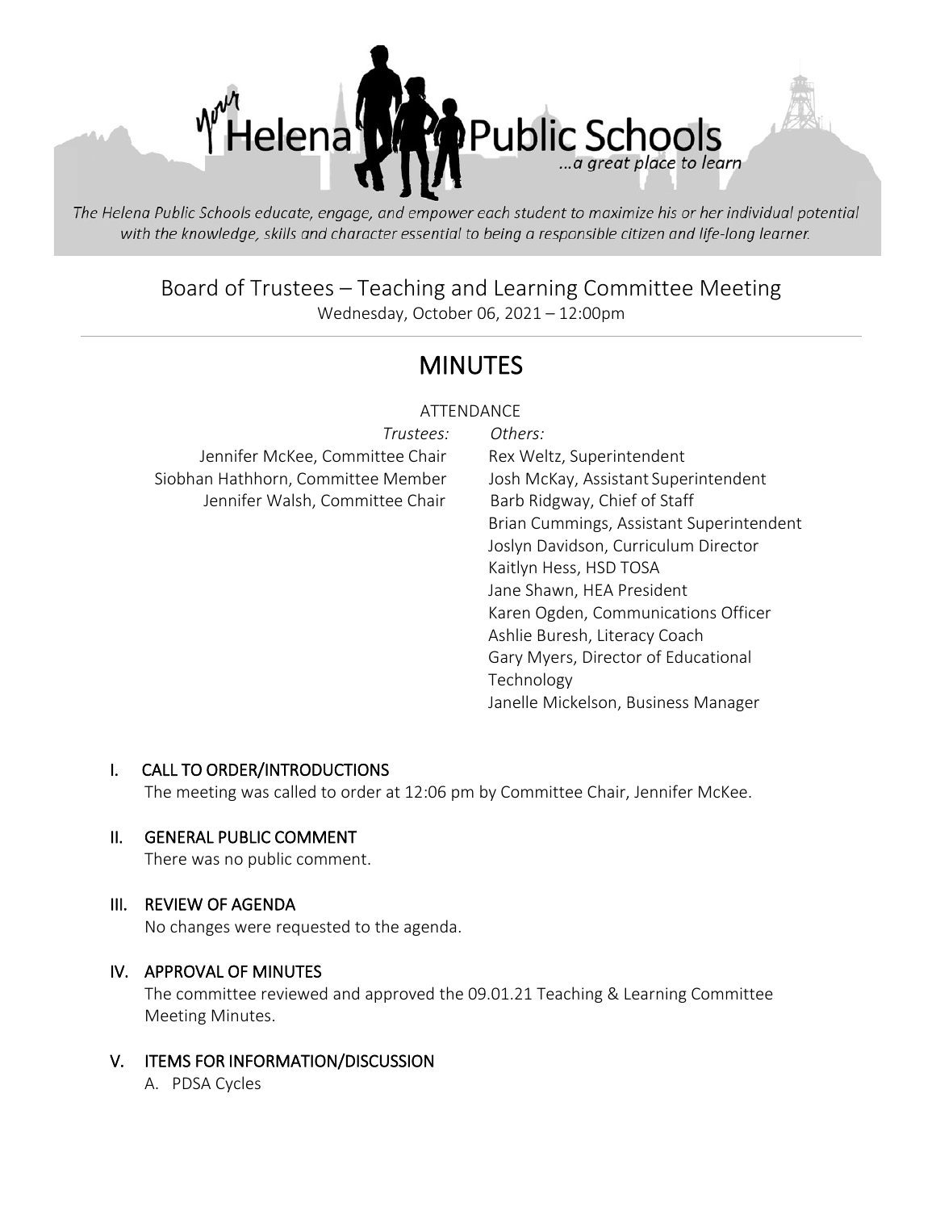Helena Public Schools

...a great place to learn

*The Helena Public Schools educate, engage, and empower each student to maximize his or her individual potential with the knowledge, skills and character essential to being a responsible citizen and life-long learner.*

# Board of Trustees – Teaching and Learning Committee Meeting

Wednesday, October 06, 2021 – 12:00pm

## MINUTES

ATTENDANCE

*Trustees:*

Jennifer McKee, Committee Chair
Siobhan Hathhorn, Committee Member
Jennifer Walsh, Committee Chair

*Others:*

Rex Weltz, Superintendent
Josh McKay, Assistant Superintendent
Barb Ridgway, Chief of Staff
Brian Cummings, Assistant Superintendent
Joslyn Davidson, Curriculum Director
Kaitlyn Hess, HSD TOSA
Jane Shawn, HEA President
Karen Ogden, Communications Officer
Ashlie Buresh, Literacy Coach
Gary Myers, Director of Educational Technology
Janelle Mickelson, Business Manager

### I. CALL TO ORDER/INTRODUCTIONS

The meeting was called to order at 12:06 pm by Committee Chair, Jennifer McKee.

### II. GENERAL PUBLIC COMMENT

There was no public comment.

### III. REVIEW OF AGENDA

No changes were requested to the agenda.

### IV. APPROVAL OF MINUTES

The committee reviewed and approved the 09.01.21 Teaching & Learning Committee Meeting Minutes.

### V. ITEMS FOR INFORMATION/DISCUSSION

A. PDSA Cycles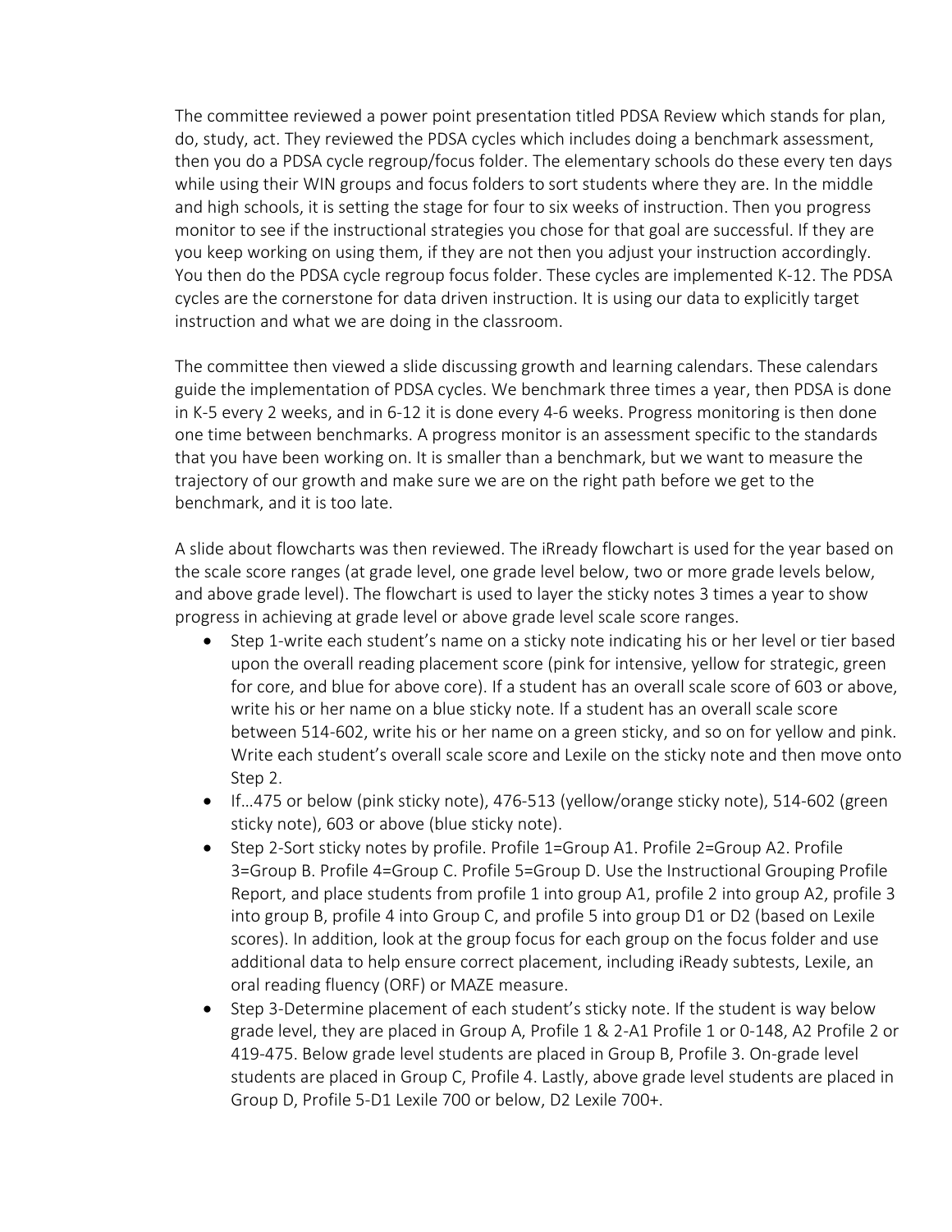The committee reviewed a power point presentation titled PDSA Review which stands for plan, do, study, act. They reviewed the PDSA cycles which includes doing a benchmark assessment, then you do a PDSA cycle regroup/focus folder. The elementary schools do these every ten days while using their WIN groups and focus folders to sort students where they are. In the middle and high schools, it is setting the stage for four to six weeks of instruction. Then you progress monitor to see if the instructional strategies you chose for that goal are successful. If they are you keep working on using them, if they are not then you adjust your instruction accordingly. You then do the PDSA cycle regroup focus folder. These cycles are implemented K-12. The PDSA cycles are the cornerstone for data driven instruction. It is using our data to explicitly target instruction and what we are doing in the classroom.

The committee then viewed a slide discussing growth and learning calendars. These calendars guide the implementation of PDSA cycles. We benchmark three times a year, then PDSA is done in K-5 every 2 weeks, and in 6-12 it is done every 4-6 weeks. Progress monitoring is then done one time between benchmarks. A progress monitor is an assessment specific to the standards that you have been working on. It is smaller than a benchmark, but we want to measure the trajectory of our growth and make sure we are on the right path before we get to the benchmark, and it is too late.

A slide about flowcharts was then reviewed. The iRready flowchart is used for the year based on the scale score ranges (at grade level, one grade level below, two or more grade levels below, and above grade level). The flowchart is used to layer the sticky notes 3 times a year to show progress in achieving at grade level or above grade level scale score ranges.

- Step 1-write each student's name on a sticky note indicating his or her level or tier based upon the overall reading placement score (pink for intensive, yellow for strategic, green for core, and blue for above core). If a student has an overall scale score of 603 or above, write his or her name on a blue sticky note. If a student has an overall scale score between 514-602, write his or her name on a green sticky, and so on for yellow and pink. Write each student's overall scale score and Lexile on the sticky note and then move onto Step 2.
- If…475 or below (pink sticky note), 476-513 (yellow/orange sticky note), 514-602 (green sticky note), 603 or above (blue sticky note).
- Step 2-Sort sticky notes by profile. Profile 1=Group A1. Profile 2=Group A2. Profile 3=Group B. Profile 4=Group C. Profile 5=Group D. Use the Instructional Grouping Profile Report, and place students from profile 1 into group A1, profile 2 into group A2, profile 3 into group B, profile 4 into Group C, and profile 5 into group D1 or D2 (based on Lexile scores). In addition, look at the group focus for each group on the focus folder and use additional data to help ensure correct placement, including iReady subtests, Lexile, an oral reading fluency (ORF) or MAZE measure.
- Step 3-Determine placement of each student's sticky note. If the student is way below grade level, they are placed in Group A, Profile 1 & 2-A1 Profile 1 or 0-148, A2 Profile 2 or 419-475. Below grade level students are placed in Group B, Profile 3. On-grade level students are placed in Group C, Profile 4. Lastly, above grade level students are placed in Group D, Profile 5-D1 Lexile 700 or below, D2 Lexile 700+.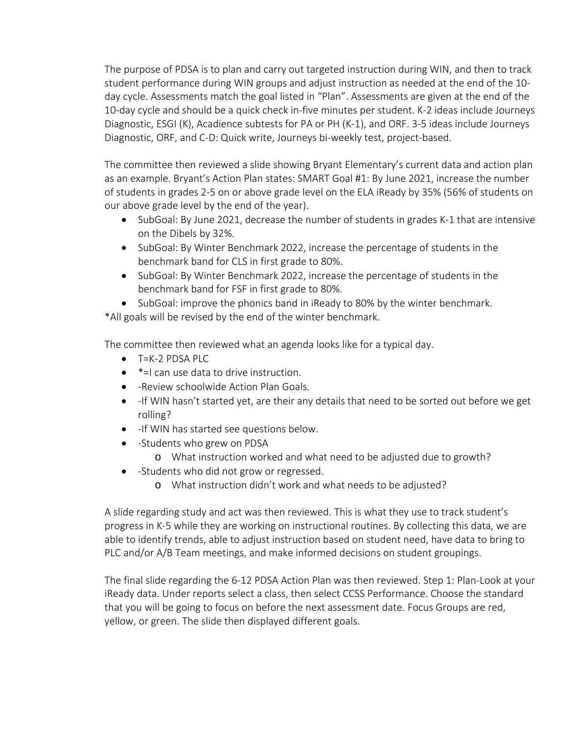The purpose of PDSA is to plan and carry out targeted instruction during WIN, and then to track student performance during WIN groups and adjust instruction as needed at the end of the 10-day cycle. Assessments match the goal listed in "Plan". Assessments are given at the end of the 10-day cycle and should be a quick check in-five minutes per student. K-2 ideas include Journeys Diagnostic, ESGI (K), Acadience subtests for PA or PH (K-1), and ORF. 3-5 ideas include Journeys Diagnostic, ORF, and C-D: Quick write, Journeys bi-weekly test, project-based.

The committee then reviewed a slide showing Bryant Elementary's current data and action plan as an example. Bryant's Action Plan states: SMART Goal #1: By June 2021, increase the number of students in grades 2-5 on or above grade level on the ELA iReady by 35% (56% of students on our above grade level by the end of the year).

- SubGoal: By June 2021, decrease the number of students in grades K-1 that are intensive on the Dibels by 32%.
- SubGoal: By Winter Benchmark 2022, increase the percentage of students in the benchmark band for CLS in first grade to 80%.
- SubGoal: By Winter Benchmark 2022, increase the percentage of students in the benchmark band for FSF in first grade to 80%.
- SubGoal: improve the phonics band in iReady to 80% by the winter benchmark.

*All goals will be revised by the end of the winter benchmark.

The committee then reviewed what an agenda looks like for a typical day.

- T=K-2 PDSA PLC
- *=I can use data to drive instruction.
- -Review schoolwide Action Plan Goals.
- -If WIN hasn't started yet, are their any details that need to be sorted out before we get rolling?
- -If WIN has started see questions below.
- -Students who grew on PDSA
  - What instruction worked and what need to be adjusted due to growth?
- -Students who did not grow or regressed.
  - What instruction didn't work and what needs to be adjusted?

A slide regarding study and act was then reviewed. This is what they use to track student's progress in K-5 while they are working on instructional routines. By collecting this data, we are able to identify trends, able to adjust instruction based on student need, have data to bring to PLC and/or A/B Team meetings, and make informed decisions on student groupings.

The final slide regarding the 6-12 PDSA Action Plan was then reviewed. Step 1: Plan-Look at your iReady data. Under reports select a class, then select CCSS Performance. Choose the standard that you will be going to focus on before the next assessment date. Focus Groups are red, yellow, or green. The slide then displayed different goals.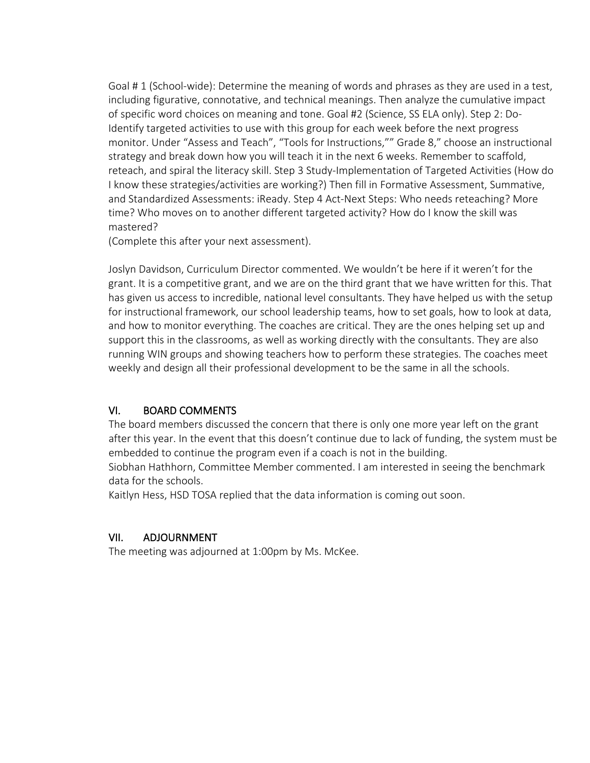Goal # 1 (School-wide): Determine the meaning of words and phrases as they are used in a test, including figurative, connotative, and technical meanings. Then analyze the cumulative impact of specific word choices on meaning and tone. Goal #2 (Science, SS ELA only). Step 2: Do-Identify targeted activities to use with this group for each week before the next progress monitor. Under "Assess and Teach", "Tools for Instructions,"" Grade 8," choose an instructional strategy and break down how you will teach it in the next 6 weeks. Remember to scaffold, reteach, and spiral the literacy skill. Step 3 Study-Implementation of Targeted Activities (How do I know these strategies/activities are working?) Then fill in Formative Assessment, Summative, and Standardized Assessments: iReady. Step 4 Act-Next Steps: Who needs reteaching? More time? Who moves on to another different targeted activity? How do I know the skill was mastered?
(Complete this after your next assessment).

Joslyn Davidson, Curriculum Director commented. We wouldn't be here if it weren't for the grant. It is a competitive grant, and we are on the third grant that we have written for this. That has given us access to incredible, national level consultants. They have helped us with the setup for instructional framework, our school leadership teams, how to set goals, how to look at data, and how to monitor everything. The coaches are critical. They are the ones helping set up and support this in the classrooms, as well as working directly with the consultants. They are also running WIN groups and showing teachers how to perform these strategies. The coaches meet weekly and design all their professional development to be the same in all the schools.

## VI. BOARD COMMENTS

The board members discussed the concern that there is only one more year left on the grant after this year. In the event that this doesn't continue due to lack of funding, the system must be embedded to continue the program even if a coach is not in the building.
Siobhan Hathhorn, Committee Member commented. I am interested in seeing the benchmark data for the schools.
Kaitlyn Hess, HSD TOSA replied that the data information is coming out soon.

## VII. ADJOURNMENT

The meeting was adjourned at 1:00pm by Ms. McKee.